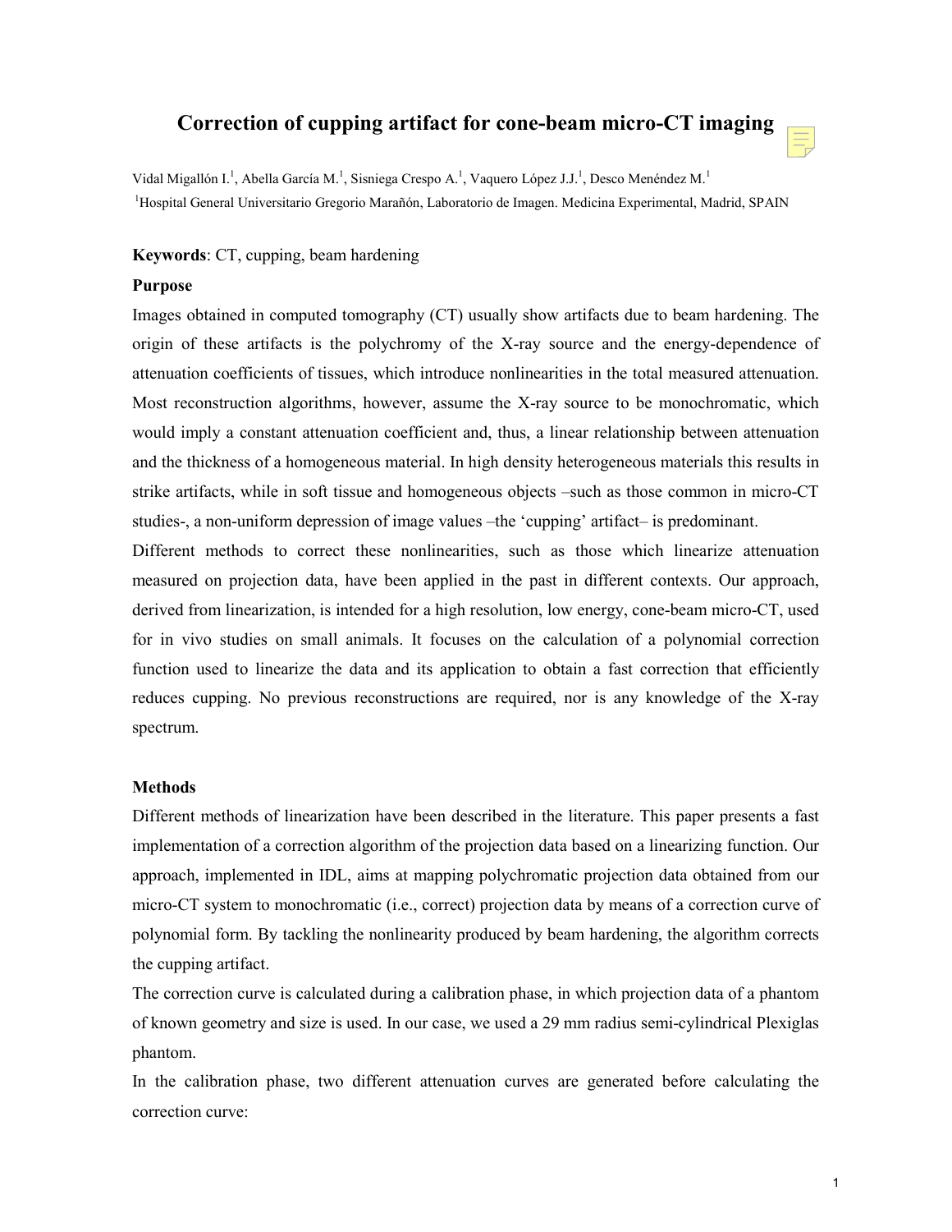# Correction of cupping artifact for cone-beam micro-CT imaging

Vidal Migallón I.[1], Abella García M.[1], Sisniega Crespo A.[1], Vaquero López J.J.[1], Desco Menéndez M.[1]

[1]Hospital General Universitario Gregorio Marañón, Laboratorio de Imagen. Medicina Experimental, Madrid, SPAIN

**Keywords**: CT, cupping, beam hardening

**Purpose**

Images obtained in computed tomography (CT) usually show artifacts due to beam hardening. The origin of these artifacts is the polychromy of the X-ray source and the energy-dependence of attenuation coefficients of tissues, which introduce nonlinearities in the total measured attenuation. Most reconstruction algorithms, however, assume the X-ray source to be monochromatic, which would imply a constant attenuation coefficient and, thus, a linear relationship between attenuation and the thickness of a homogeneous material. In high density heterogeneous materials this results in strike artifacts, while in soft tissue and homogeneous objects –such as those common in micro-CT studies-, a non-uniform depression of image values –the 'cupping' artifact– is predominant.

Different methods to correct these nonlinearities, such as those which linearize attenuation measured on projection data, have been applied in the past in different contexts. Our approach, derived from linearization, is intended for a high resolution, low energy, cone-beam micro-CT, used for in vivo studies on small animals. It focuses on the calculation of a polynomial correction function used to linearize the data and its application to obtain a fast correction that efficiently reduces cupping. No previous reconstructions are required, nor is any knowledge of the X-ray spectrum.

**Methods**

Different methods of linearization have been described in the literature. This paper presents a fast implementation of a correction algorithm of the projection data based on a linearizing function. Our approach, implemented in IDL, aims at mapping polychromatic projection data obtained from our micro-CT system to monochromatic (i.e., correct) projection data by means of a correction curve of polynomial form. By tackling the nonlinearity produced by beam hardening, the algorithm corrects the cupping artifact.

The correction curve is calculated during a calibration phase, in which projection data of a phantom of known geometry and size is used. In our case, we used a 29 mm radius semi-cylindrical Plexiglas phantom.

In the calibration phase, two different attenuation curves are generated before calculating the correction curve: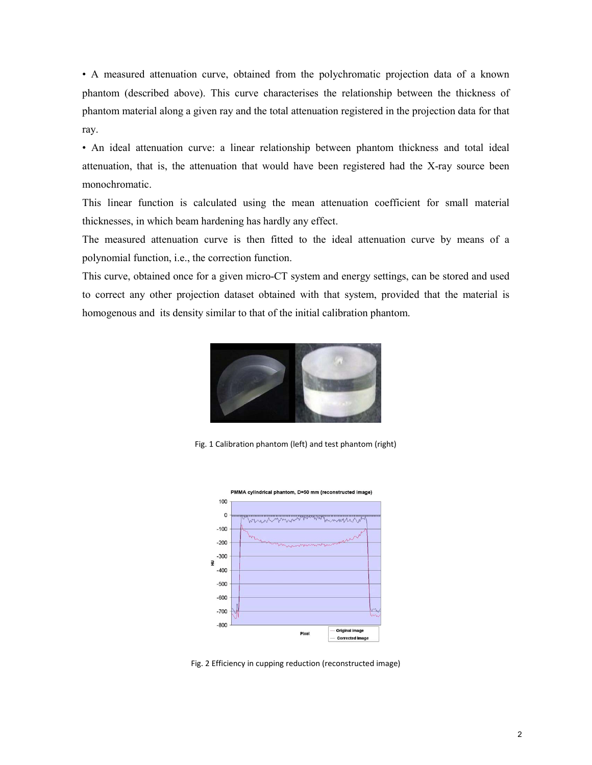• A measured attenuation curve, obtained from the polychromatic projection data of a known phantom (described above). This curve characterises the relationship between the thickness of phantom material along a given ray and the total attenuation registered in the projection data for that ray.

• An ideal attenuation curve: a linear relationship between phantom thickness and total ideal attenuation, that is, the attenuation that would have been registered had the X-ray source been monochromatic.

This linear function is calculated using the mean attenuation coefficient for small material thicknesses, in which beam hardening has hardly any effect.

The measured attenuation curve is then fitted to the ideal attenuation curve by means of a polynomial function, i.e., the correction function.

This curve, obtained once for a given micro-CT system and energy settings, can be stored and used to correct any other projection dataset obtained with that system, provided that the material is homogenous and its density similar to that of the initial calibration phantom.

Fig. 1 Calibration phantom (left) and test phantom (right)

Fig. 2 Efficiency in cupping reduction (reconstructed image)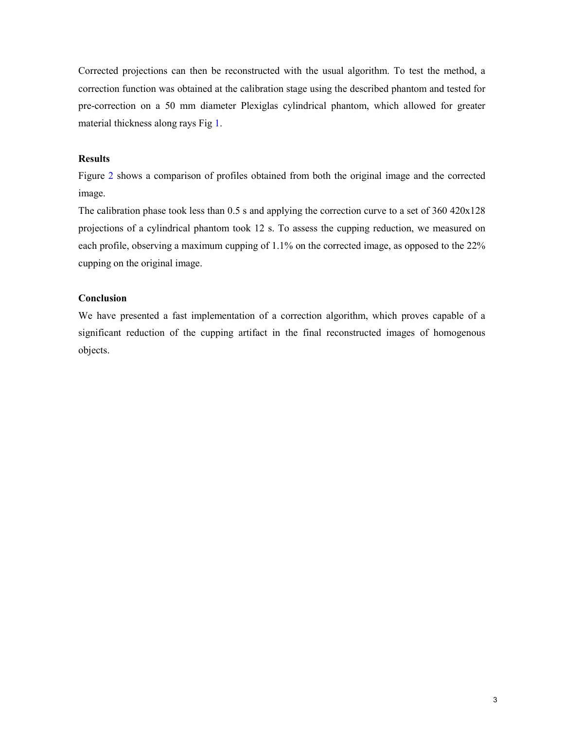Corrected projections can then be reconstructed with the usual algorithm. To test the method, a correction function was obtained at the calibration stage using the described phantom and tested for pre-correction on a 50 mm diameter Plexiglas cylindrical phantom, which allowed for greater material thickness along rays Fig 1.

## Results

Figure 2 shows a comparison of profiles obtained from both the original image and the corrected image.

The calibration phase took less than 0.5 s and applying the correction curve to a set of 360 420x128 projections of a cylindrical phantom took 12 s. To assess the cupping reduction, we measured on each profile, observing a maximum cupping of 1.1% on the corrected image, as opposed to the 22% cupping on the original image.

## Conclusion

We have presented a fast implementation of a correction algorithm, which proves capable of a significant reduction of the cupping artifact in the final reconstructed images of homogenous objects.